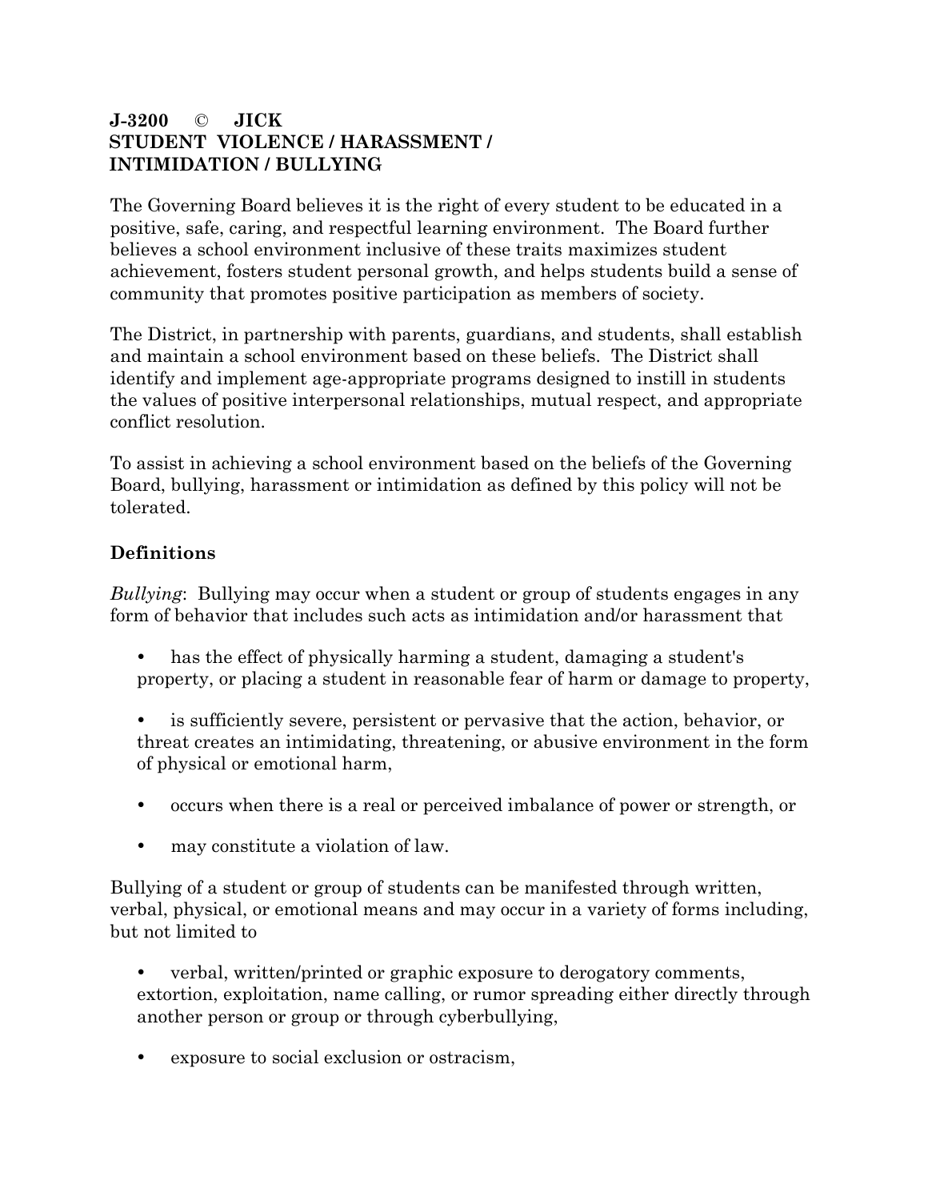**J-3200 © JICK**
**STUDENT VIOLENCE / HARASSMENT / INTIMIDATION / BULLYING**

The Governing Board believes it is the right of every student to be educated in a positive, safe, caring, and respectful learning environment. The Board further believes a school environment inclusive of these traits maximizes student achievement, fosters student personal growth, and helps students build a sense of community that promotes positive participation as members of society.

The District, in partnership with parents, guardians, and students, shall establish and maintain a school environment based on these beliefs. The District shall identify and implement age-appropriate programs designed to instill in students the values of positive interpersonal relationships, mutual respect, and appropriate conflict resolution.

To assist in achieving a school environment based on the beliefs of the Governing Board, bullying, harassment or intimidation as defined by this policy will not be tolerated.

## Definitions

*Bullying*: Bullying may occur when a student or group of students engages in any form of behavior that includes such acts as intimidation and/or harassment that

- has the effect of physically harming a student, damaging a student's property, or placing a student in reasonable fear of harm or damage to property,
- is sufficiently severe, persistent or pervasive that the action, behavior, or threat creates an intimidating, threatening, or abusive environment in the form of physical or emotional harm,
- occurs when there is a real or perceived imbalance of power or strength, or
- may constitute a violation of law.

Bullying of a student or group of students can be manifested through written, verbal, physical, or emotional means and may occur in a variety of forms including, but not limited to

- verbal, written/printed or graphic exposure to derogatory comments, extortion, exploitation, name calling, or rumor spreading either directly through another person or group or through cyberbullying,
- exposure to social exclusion or ostracism,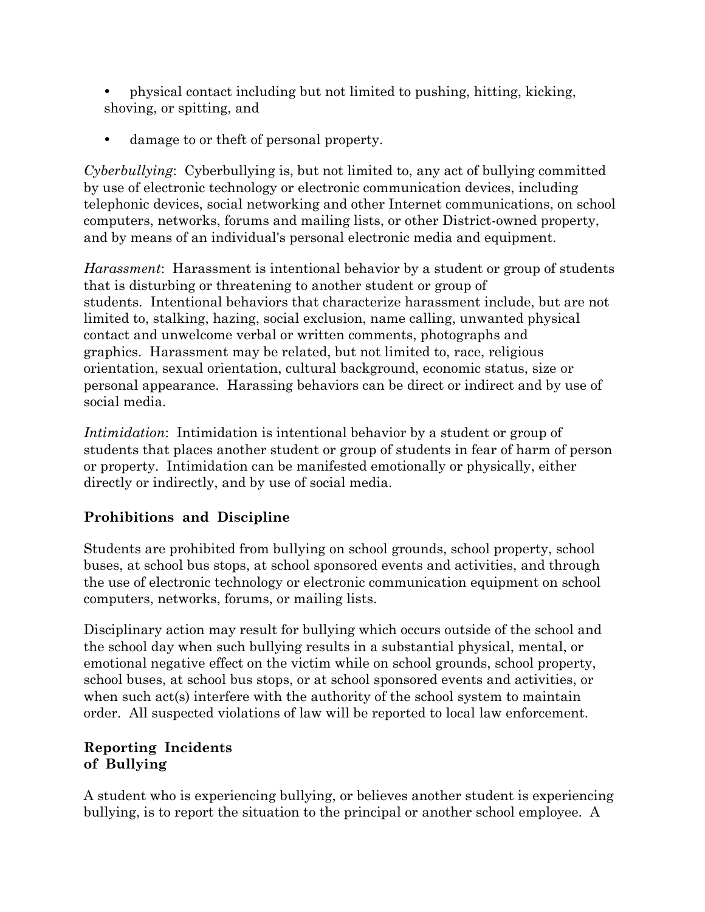- physical contact including but not limited to pushing, hitting, kicking, shoving, or spitting, and
- damage to or theft of personal property.

*Cyberbullying*: Cyberbullying is, but not limited to, any act of bullying committed by use of electronic technology or electronic communication devices, including telephonic devices, social networking and other Internet communications, on school computers, networks, forums and mailing lists, or other District-owned property, and by means of an individual's personal electronic media and equipment.

*Harassment*: Harassment is intentional behavior by a student or group of students that is disturbing or threatening to another student or group of students. Intentional behaviors that characterize harassment include, but are not limited to, stalking, hazing, social exclusion, name calling, unwanted physical contact and unwelcome verbal or written comments, photographs and graphics. Harassment may be related, but not limited to, race, religious orientation, sexual orientation, cultural background, economic status, size or personal appearance. Harassing behaviors can be direct or indirect and by use of social media.

*Intimidation*: Intimidation is intentional behavior by a student or group of students that places another student or group of students in fear of harm of person or property. Intimidation can be manifested emotionally or physically, either directly or indirectly, and by use of social media.

## Prohibitions and Discipline

Students are prohibited from bullying on school grounds, school property, school buses, at school bus stops, at school sponsored events and activities, and through the use of electronic technology or electronic communication equipment on school computers, networks, forums, or mailing lists.

Disciplinary action may result for bullying which occurs outside of the school and the school day when such bullying results in a substantial physical, mental, or emotional negative effect on the victim while on school grounds, school property, school buses, at school bus stops, or at school sponsored events and activities, or when such act(s) interfere with the authority of the school system to maintain order. All suspected violations of law will be reported to local law enforcement.

## Reporting Incidents of Bullying

A student who is experiencing bullying, or believes another student is experiencing bullying, is to report the situation to the principal or another school employee. A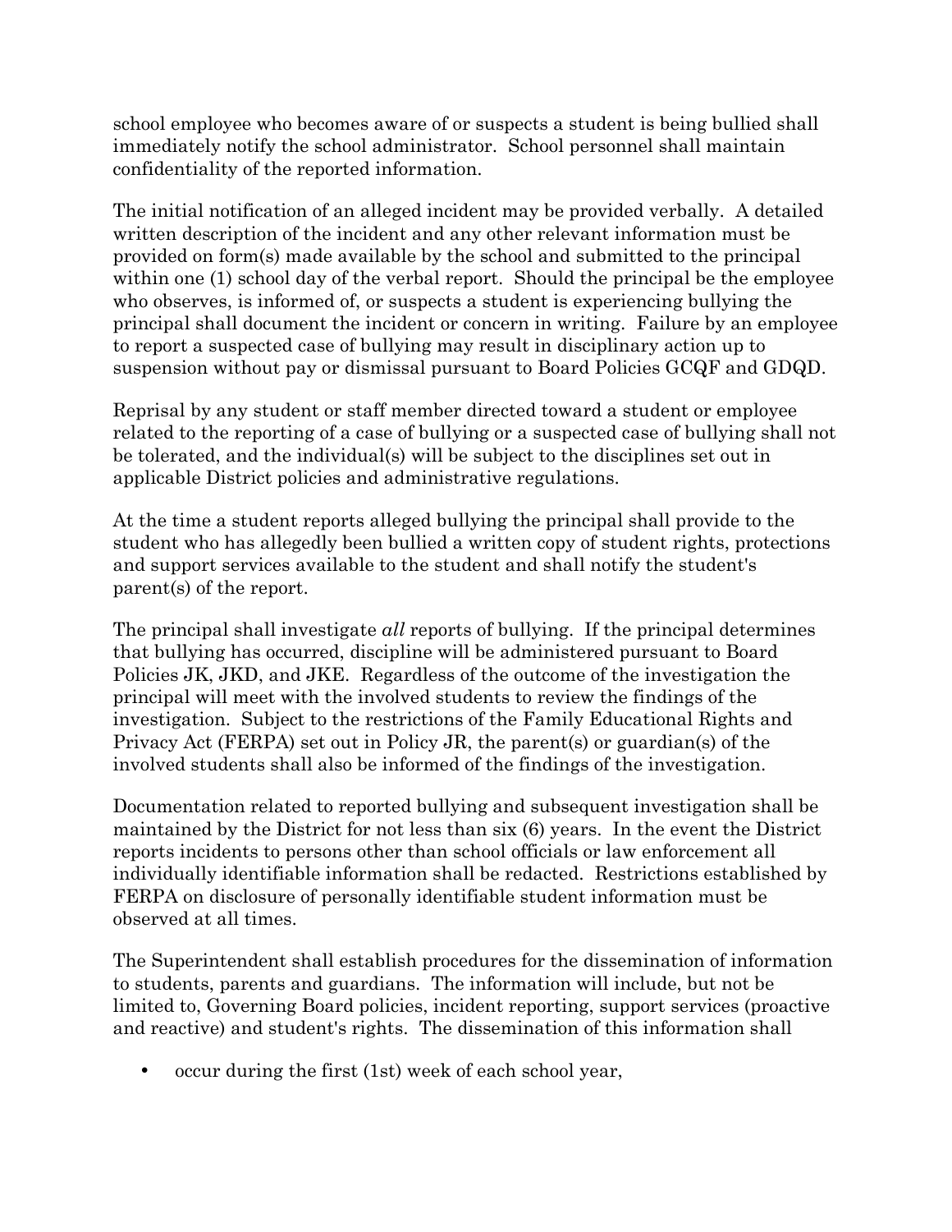school employee who becomes aware of or suspects a student is being bullied shall immediately notify the school administrator. School personnel shall maintain confidentiality of the reported information.

The initial notification of an alleged incident may be provided verbally. A detailed written description of the incident and any other relevant information must be provided on form(s) made available by the school and submitted to the principal within one (1) school day of the verbal report. Should the principal be the employee who observes, is informed of, or suspects a student is experiencing bullying the principal shall document the incident or concern in writing. Failure by an employee to report a suspected case of bullying may result in disciplinary action up to suspension without pay or dismissal pursuant to Board Policies GCQF and GDQD.

Reprisal by any student or staff member directed toward a student or employee related to the reporting of a case of bullying or a suspected case of bullying shall not be tolerated, and the individual(s) will be subject to the disciplines set out in applicable District policies and administrative regulations.

At the time a student reports alleged bullying the principal shall provide to the student who has allegedly been bullied a written copy of student rights, protections and support services available to the student and shall notify the student's parent(s) of the report.

The principal shall investigate *all* reports of bullying. If the principal determines that bullying has occurred, discipline will be administered pursuant to Board Policies JK, JKD, and JKE. Regardless of the outcome of the investigation the principal will meet with the involved students to review the findings of the investigation. Subject to the restrictions of the Family Educational Rights and Privacy Act (FERPA) set out in Policy JR, the parent(s) or guardian(s) of the involved students shall also be informed of the findings of the investigation.

Documentation related to reported bullying and subsequent investigation shall be maintained by the District for not less than six (6) years. In the event the District reports incidents to persons other than school officials or law enforcement all individually identifiable information shall be redacted. Restrictions established by FERPA on disclosure of personally identifiable student information must be observed at all times.

The Superintendent shall establish procedures for the dissemination of information to students, parents and guardians. The information will include, but not be limited to, Governing Board policies, incident reporting, support services (proactive and reactive) and student's rights. The dissemination of this information shall

- occur during the first (1st) week of each school year,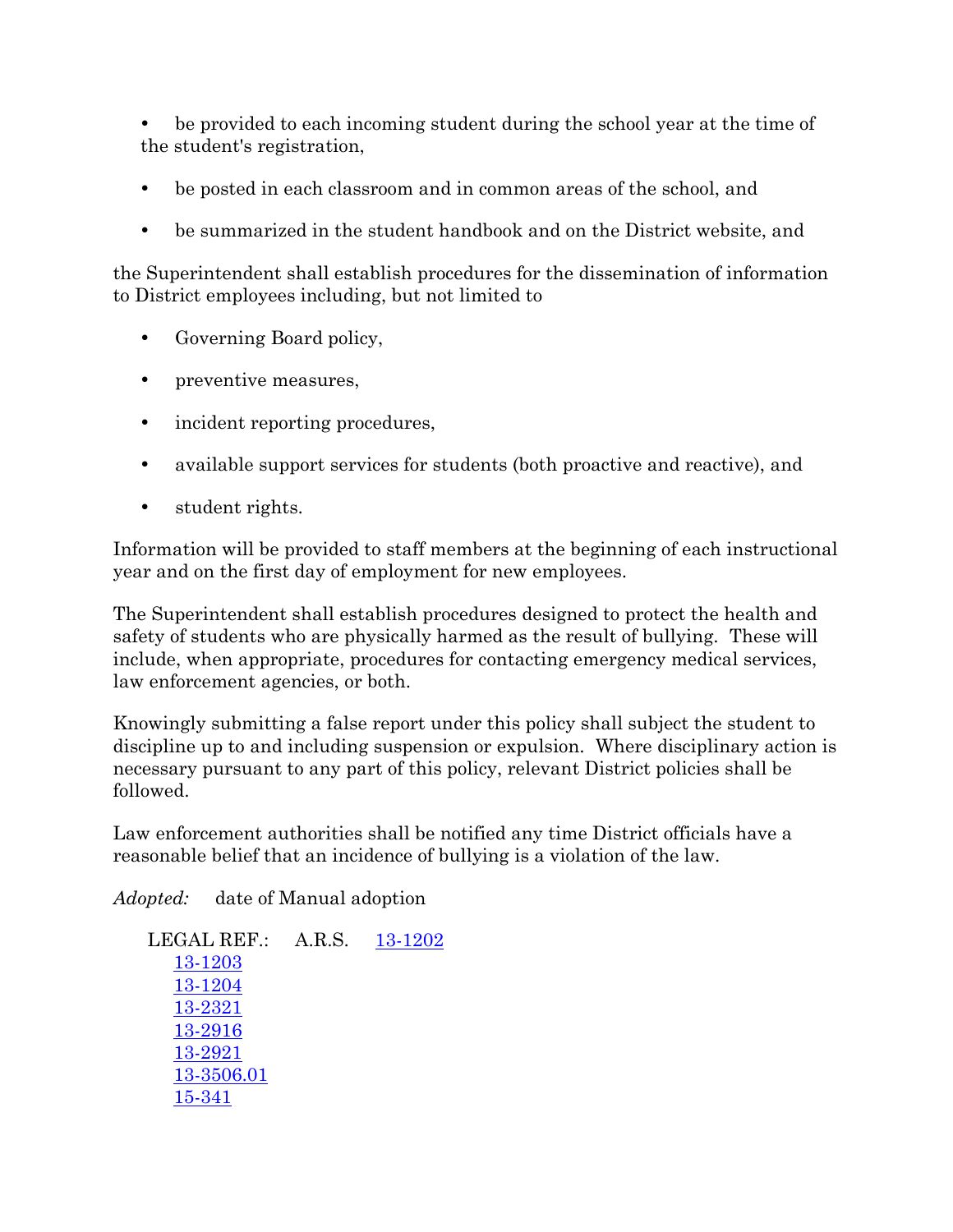- be provided to each incoming student during the school year at the time of the student's registration,
- be posted in each classroom and in common areas of the school, and
- be summarized in the student handbook and on the District website, and

the Superintendent shall establish procedures for the dissemination of information to District employees including, but not limited to

- Governing Board policy,
- preventive measures,
- incident reporting procedures,
- available support services for students (both proactive and reactive), and
- student rights.

Information will be provided to staff members at the beginning of each instructional year and on the first day of employment for new employees.

The Superintendent shall establish procedures designed to protect the health and safety of students who are physically harmed as the result of bullying. These will include, when appropriate, procedures for contacting emergency medical services, law enforcement agencies, or both.

Knowingly submitting a false report under this policy shall subject the student to discipline up to and including suspension or expulsion. Where disciplinary action is necessary pursuant to any part of this policy, relevant District policies shall be followed.

Law enforcement authorities shall be notified any time District officials have a reasonable belief that an incidence of bullying is a violation of the law.

*Adopted:* date of Manual adoption

LEGAL REF.: A.R.S. 13-1202
13-1203
13-1204
13-2321
13-2916
13-2921
13-3506.01
15-341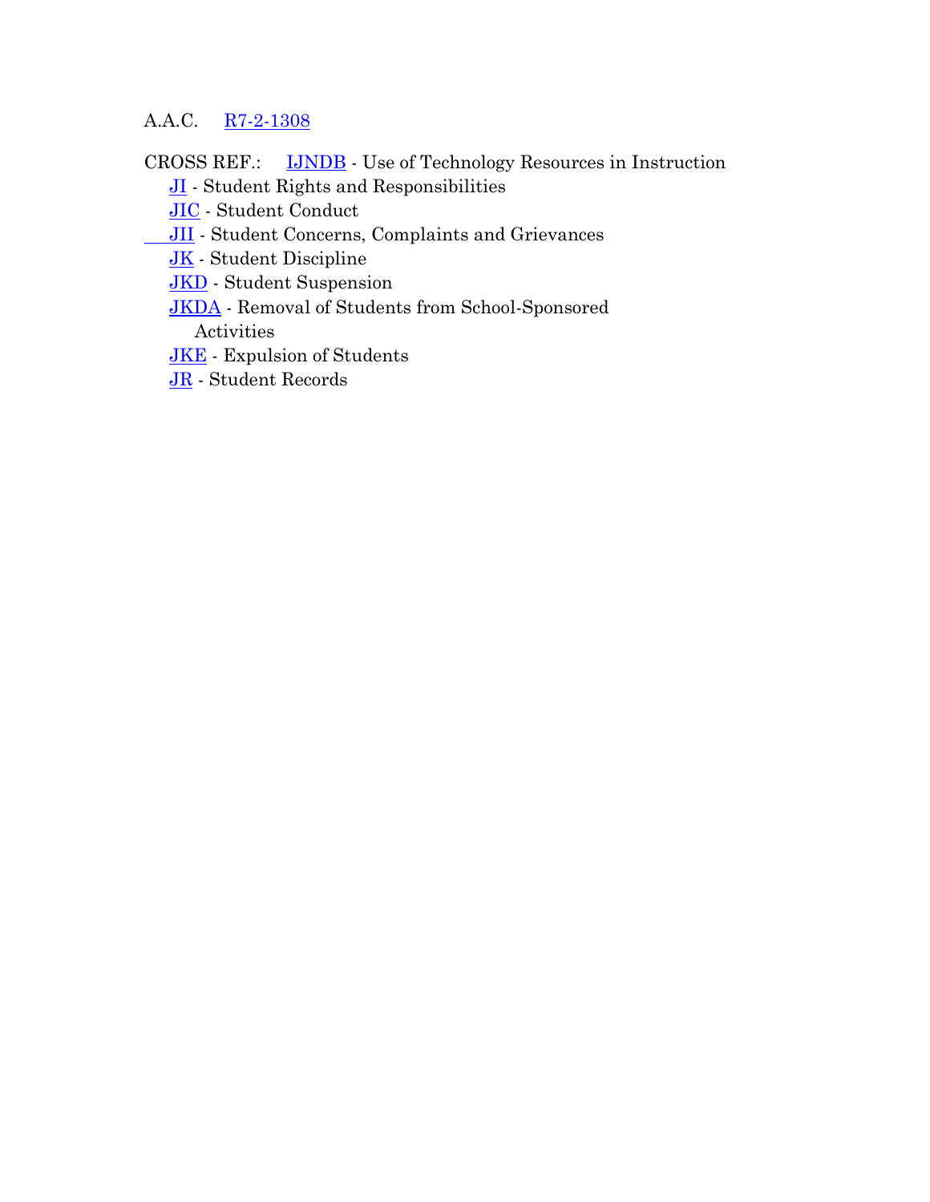A.A.C. R7-2-1308

CROSS REF.: IJNDB - Use of Technology Resources in Instruction
JI - Student Rights and Responsibilities
JIC - Student Conduct
JII - Student Concerns, Complaints and Grievances
JK - Student Discipline
JKD - Student Suspension
JKDA - Removal of Students from School-Sponsored Activities
JKE - Expulsion of Students
JR - Student Records